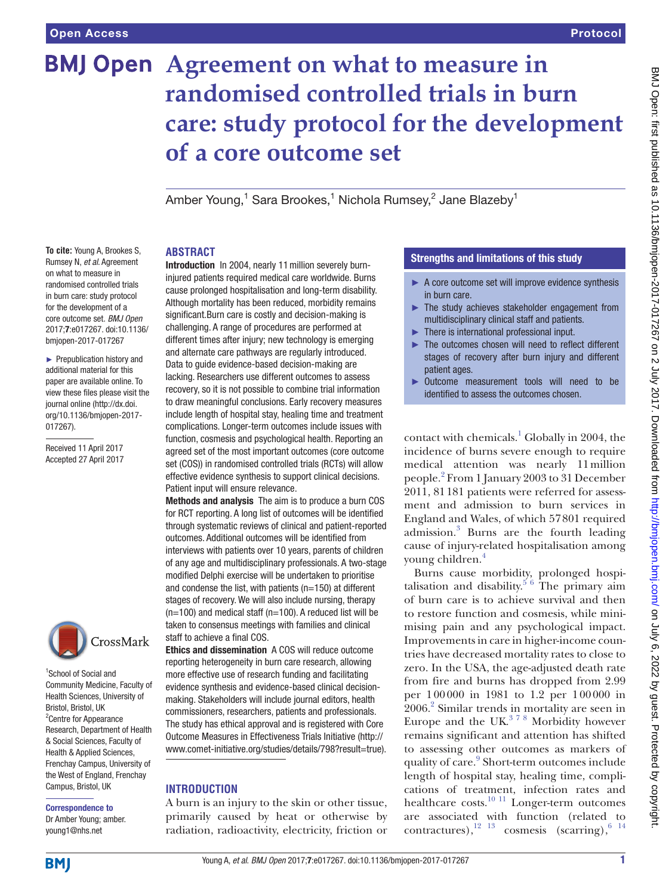Open Access

Protocol

# Agreement on what to measure in randomised controlled trials in burn care: study protocol for the development of a core outcome set

Amber Young,[1] Sara Brookes,[1] Nichola Rumsey,[2] Jane Blazeby[1]

**To cite:** Young A, Brookes S, Rumsey N, *et al.* Agreement on what to measure in randomised controlled trials in burn care: study protocol for the development of a core outcome set. *BMJ Open* 2017;**7**:e017267. doi:10.1136/bmjopen-2017-017267

► Prepublication history and additional material for this paper are available online. To view these files please visit the journal online (http://dx.doi.org/10.1136/bmjopen-2017-017267).

Received 11 April 2017
Accepted 27 April 2017

[1]School of Social and Community Medicine, Faculty of Health Sciences, University of Bristol, Bristol, UK
[2]Centre for Appearance Research, Department of Health & Social Sciences, Faculty of Health & Applied Sciences, Frenchay Campus, University of the West of England, Frenchay Campus, Bristol, UK

**Correspondence to**
Dr Amber Young; amber.young1@nhs.net

## ABSTRACT

**Introduction** In 2004, nearly 11 million severely burn-injured patients required medical care worldwide. Burns cause prolonged hospitalisation and long-term disability. Although mortality has been reduced, morbidity remains significant.Burn care is costly and decision-making is challenging. A range of procedures are performed at different times after injury; new technology is emerging and alternate care pathways are regularly introduced. Data to guide evidence-based decision-making are lacking. Researchers use different outcomes to assess recovery, so it is not possible to combine trial information to draw meaningful conclusions. Early recovery measures include length of hospital stay, healing time and treatment complications. Longer-term outcomes include issues with function, cosmesis and psychological health. Reporting an agreed set of the most important outcomes (core outcome set (COS)) in randomised controlled trials (RCTs) will allow effective evidence synthesis to support clinical decisions. Patient input will ensure relevance.

**Methods and analysis** The aim is to produce a burn COS for RCT reporting. A long list of outcomes will be identified through systematic reviews of clinical and patient-reported outcomes. Additional outcomes will be identified from interviews with patients over 10 years, parents of children of any age and multidisciplinary professionals. A two-stage modified Delphi exercise will be undertaken to prioritise and condense the list, with patients (n=150) at different stages of recovery. We will also include nursing, therapy (n=100) and medical staff (n=100). A reduced list will be taken to consensus meetings with families and clinical staff to achieve a final COS.

**Ethics and dissemination** A COS will reduce outcome reporting heterogeneity in burn care research, allowing more effective use of research funding and facilitating evidence synthesis and evidence-based clinical decision-making. Stakeholders will include journal editors, health commissioners, researchers, patients and professionals. The study has ethical approval and is registered with Core Outcome Measures in Effectiveness Trials Initiative (http://www.comet-initiative.org/studies/details/798?result=true).

## Strengths and limitations of this study

- ► A core outcome set will improve evidence synthesis in burn care.
- ► The study achieves stakeholder engagement from multidisciplinary clinical staff and patients.
- ► There is international professional input.
- ► The outcomes chosen will need to reflect different stages of recovery after burn injury and different patient ages.
- ► Outcome measurement tools will need to be identified to assess the outcomes chosen.

## INTRODUCTION

A burn is an injury to the skin or other tissue, primarily caused by heat or otherwise by radiation, radioactivity, electricity, friction or contact with chemicals.[1] Globally in 2004, the incidence of burns severe enough to require medical attention was nearly 11 million people.[2] From 1 January 2003 to 31 December 2011, 81 181 patients were referred for assessment and admission to burn services in England and Wales, of which 57 801 required admission.[3] Burns are the fourth leading cause of injury-related hospitalisation among young children.[4]

Burns cause morbidity, prolonged hospitalisation and disability.[5 6] The primary aim of burn care is to achieve survival and then to restore function and cosmesis, while minimising pain and any psychological impact. Improvements in care in higher-income countries have decreased mortality rates to close to zero. In the USA, the age-adjusted death rate from fire and burns has dropped from 2.99 per 100 000 in 1981 to 1.2 per 100 000 in 2006.[2] Similar trends in mortality are seen in Europe and the UK.[3 7 8] Morbidity however remains significant and attention has shifted to assessing other outcomes as markers of quality of care.[9] Short-term outcomes include length of hospital stay, healing time, complications of treatment, infection rates and healthcare costs.[10 11] Longer-term outcomes are associated with function (related to contractures),[12 13] cosmesis (scarring),[6 14]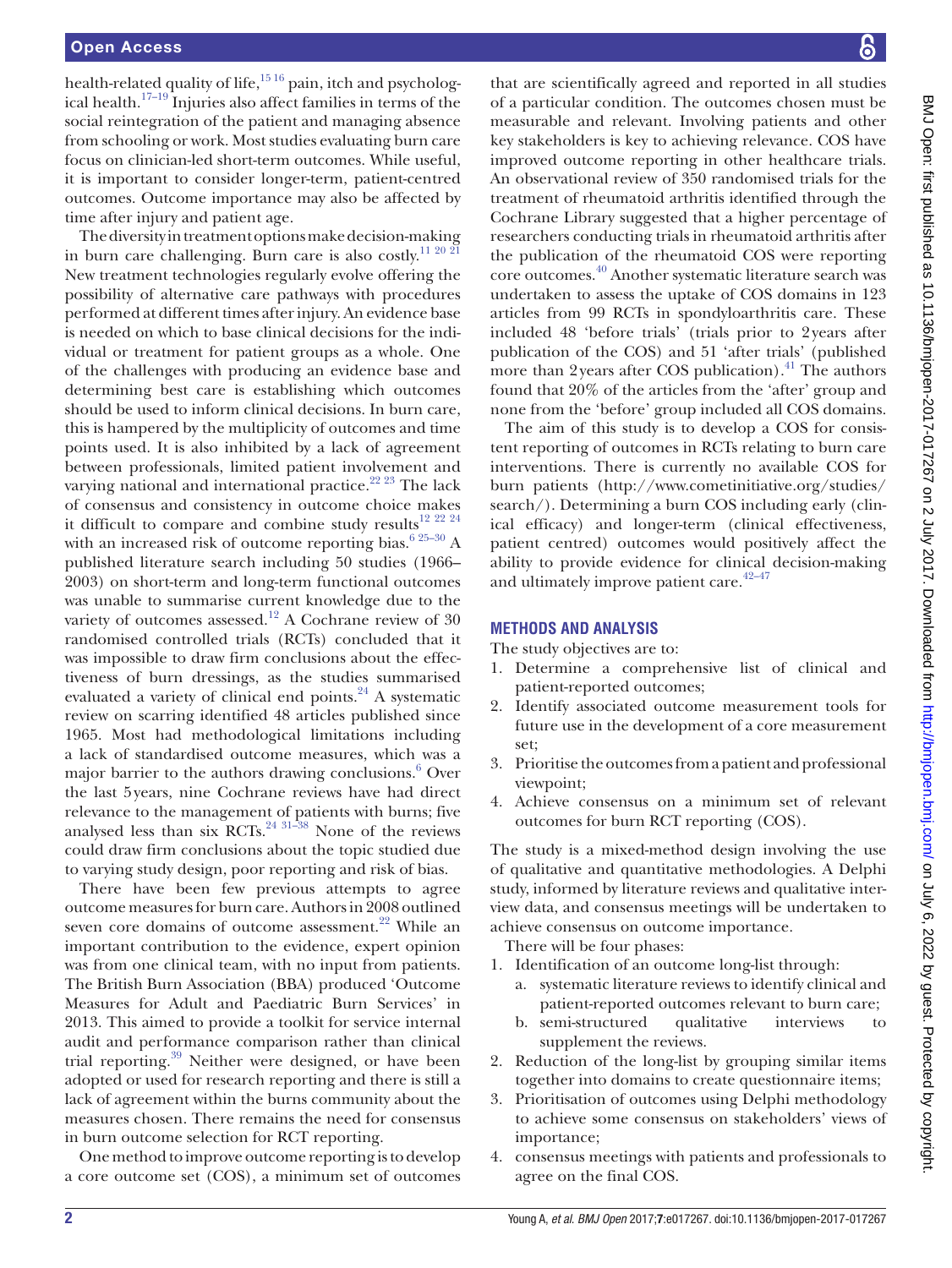health-related quality of life,[15 16] pain, itch and psychological health.[17–19] Injuries also affect families in terms of the social reintegration of the patient and managing absence from schooling or work. Most studies evaluating burn care focus on clinician-led short-term outcomes. While useful, it is important to consider longer-term, patient-centred outcomes. Outcome importance may also be affected by time after injury and patient age.

The diversity in treatment options make decision-making in burn care challenging. Burn care is also costly.[11 20 21] New treatment technologies regularly evolve offering the possibility of alternative care pathways with procedures performed at different times after injury. An evidence base is needed on which to base clinical decisions for the individual or treatment for patient groups as a whole. One of the challenges with producing an evidence base and determining best care is establishing which outcomes should be used to inform clinical decisions. In burn care, this is hampered by the multiplicity of outcomes and time points used. It is also inhibited by a lack of agreement between professionals, limited patient involvement and varying national and international practice.[22 23] The lack of consensus and consistency in outcome choice makes it difficult to compare and combine study results[12 22 24] with an increased risk of outcome reporting bias.[6 25–30] A published literature search including 50 studies (1966–2003) on short-term and long-term functional outcomes was unable to summarise current knowledge due to the variety of outcomes assessed.[12] A Cochrane review of 30 randomised controlled trials (RCTs) concluded that it was impossible to draw firm conclusions about the effectiveness of burn dressings, as the studies summarised evaluated a variety of clinical end points.[24] A systematic review on scarring identified 48 articles published since 1965. Most had methodological limitations including a lack of standardised outcome measures, which was a major barrier to the authors drawing conclusions.[6] Over the last 5 years, nine Cochrane reviews have had direct relevance to the management of patients with burns; five analysed less than six RCTs.[24 31–38] None of the reviews could draw firm conclusions about the topic studied due to varying study design, poor reporting and risk of bias.

There have been few previous attempts to agree outcome measures for burn care. Authors in 2008 outlined seven core domains of outcome assessment.[22] While an important contribution to the evidence, expert opinion was from one clinical team, with no input from patients. The British Burn Association (BBA) produced 'Outcome Measures for Adult and Paediatric Burn Services' in 2013. This aimed to provide a toolkit for service internal audit and performance comparison rather than clinical trial reporting.[39] Neither were designed, or have been adopted or used for research reporting and there is still a lack of agreement within the burns community about the measures chosen. There remains the need for consensus in burn outcome selection for RCT reporting.

One method to improve outcome reporting is to develop a core outcome set (COS), a minimum set of outcomes that are scientifically agreed and reported in all studies of a particular condition. The outcomes chosen must be measurable and relevant. Involving patients and other key stakeholders is key to achieving relevance. COS have improved outcome reporting in other healthcare trials. An observational review of 350 randomised trials for the treatment of rheumatoid arthritis identified through the Cochrane Library suggested that a higher percentage of researchers conducting trials in rheumatoid arthritis after the publication of the rheumatoid COS were reporting core outcomes.[40] Another systematic literature search was undertaken to assess the uptake of COS domains in 123 articles from 99 RCTs in spondyloarthritis care. These included 48 'before trials' (trials prior to 2 years after publication of the COS) and 51 'after trials' (published more than 2 years after COS publication).[41] The authors found that 20% of the articles from the 'after' group and none from the 'before' group included all COS domains.

The aim of this study is to develop a COS for consistent reporting of outcomes in RCTs relating to burn care interventions. There is currently no available COS for burn patients (http://www.cometinitiative.org/studies/search/). Determining a burn COS including early (clinical efficacy) and longer-term (clinical effectiveness, patient centred) outcomes would positively affect the ability to provide evidence for clinical decision-making and ultimately improve patient care.[42–47]

## METHODS AND ANALYSIS

The study objectives are to:

1. Determine a comprehensive list of clinical and patient-reported outcomes;
2. Identify associated outcome measurement tools for future use in the development of a core measurement set;
3. Prioritise the outcomes from a patient and professional viewpoint;
4. Achieve consensus on a minimum set of relevant outcomes for burn RCT reporting (COS).

The study is a mixed-method design involving the use of qualitative and quantitative methodologies. A Delphi study, informed by literature reviews and qualitative interview data, and consensus meetings will be undertaken to achieve consensus on outcome importance.

There will be four phases:

1. Identification of an outcome long-list through:
   a. systematic literature reviews to identify clinical and patient-reported outcomes relevant to burn care;
   b. semi-structured qualitative interviews to supplement the reviews.
2. Reduction of the long-list by grouping similar items together into domains to create questionnaire items;
3. Prioritisation of outcomes using Delphi methodology to achieve some consensus on stakeholders' views of importance;
4. consensus meetings with patients and professionals to agree on the final COS.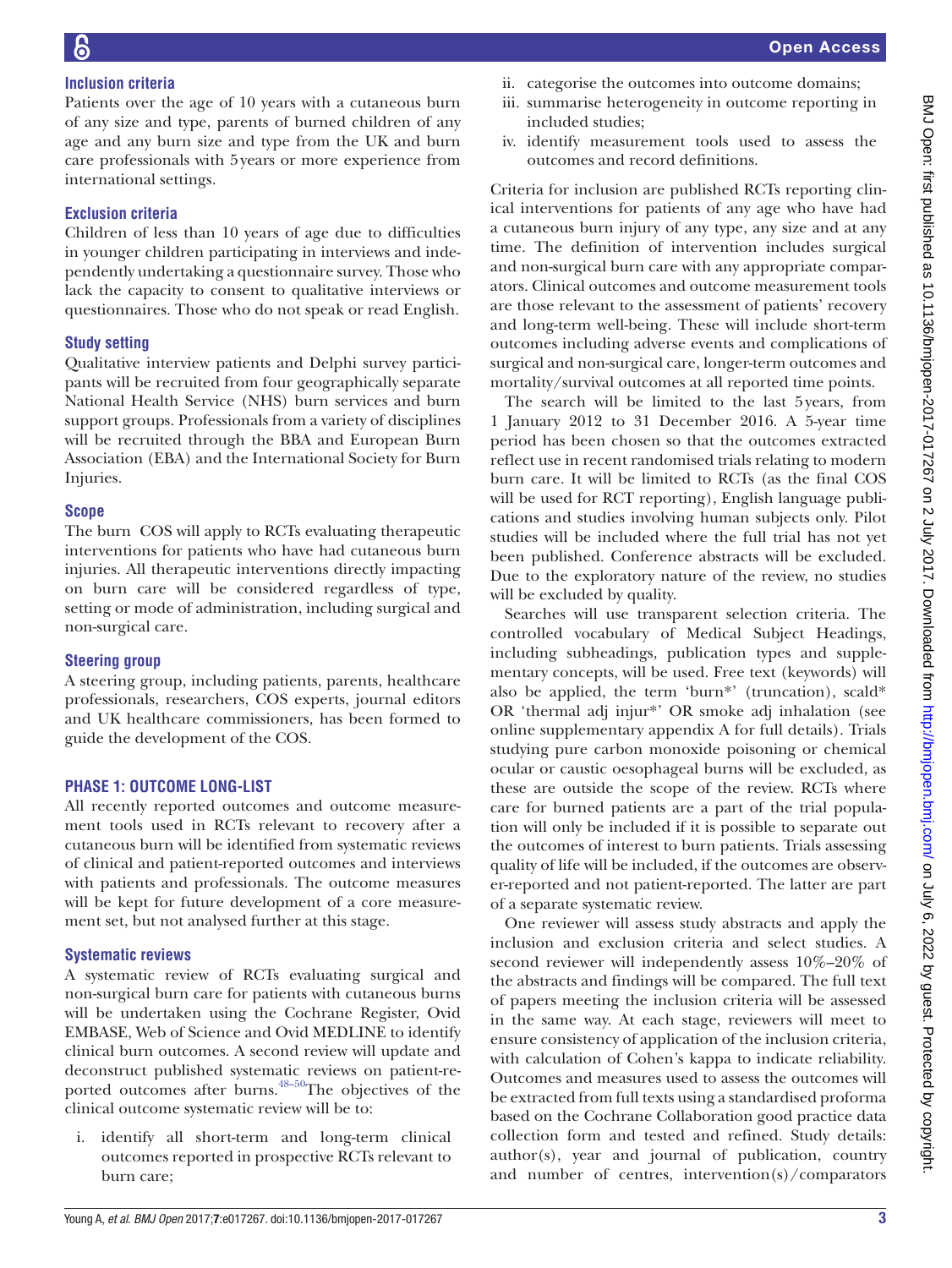### Inclusion criteria

Patients over the age of 10 years with a cutaneous burn of any size and type, parents of burned children of any age and any burn size and type from the UK and burn care professionals with 5 years or more experience from international settings.

### Exclusion criteria

Children of less than 10 years of age due to difficulties in younger children participating in interviews and independently undertaking a questionnaire survey. Those who lack the capacity to consent to qualitative interviews or questionnaires. Those who do not speak or read English.

### Study setting

Qualitative interview patients and Delphi survey participants will be recruited from four geographically separate National Health Service (NHS) burn services and burn support groups. Professionals from a variety of disciplines will be recruited through the BBA and European Burn Association (EBA) and the International Society for Burn Injuries.

### Scope

The burn COS will apply to RCTs evaluating therapeutic interventions for patients who have had cutaneous burn injuries. All therapeutic interventions directly impacting on burn care will be considered regardless of type, setting or mode of administration, including surgical and non-surgical care.

### Steering group

A steering group, including patients, parents, healthcare professionals, researchers, COS experts, journal editors and UK healthcare commissioners, has been formed to guide the development of the COS.

## PHASE 1: OUTCOME LONG-LIST

All recently reported outcomes and outcome measurement tools used in RCTs relevant to recovery after a cutaneous burn will be identified from systematic reviews of clinical and patient-reported outcomes and interviews with patients and professionals. The outcome measures will be kept for future development of a core measurement set, but not analysed further at this stage.

### Systematic reviews

A systematic review of RCTs evaluating surgical and non-surgical burn care for patients with cutaneous burns will be undertaken using the Cochrane Register, Ovid EMBASE, Web of Science and Ovid MEDLINE to identify clinical burn outcomes. A second review will update and deconstruct published systematic reviews on patient-reported outcomes after burns.[48–50] The objectives of the clinical outcome systematic review will be to:

i. identify all short-term and long-term clinical outcomes reported in prospective RCTs relevant to burn care;
ii. categorise the outcomes into outcome domains;
iii. summarise heterogeneity in outcome reporting in included studies;
iv. identify measurement tools used to assess the outcomes and record definitions.

Criteria for inclusion are published RCTs reporting clinical interventions for patients of any age who have had a cutaneous burn injury of any type, any size and at any time. The definition of intervention includes surgical and non-surgical burn care with any appropriate comparators. Clinical outcomes and outcome measurement tools are those relevant to the assessment of patients' recovery and long-term well-being. These will include short-term outcomes including adverse events and complications of surgical and non-surgical care, longer-term outcomes and mortality/survival outcomes at all reported time points.

The search will be limited to the last 5 years, from 1 January 2012 to 31 December 2016. A 5-year time period has been chosen so that the outcomes extracted reflect use in recent randomised trials relating to modern burn care. It will be limited to RCTs (as the final COS will be used for RCT reporting), English language publications and studies involving human subjects only. Pilot studies will be included where the full trial has not yet been published. Conference abstracts will be excluded. Due to the exploratory nature of the review, no studies will be excluded by quality.

Searches will use transparent selection criteria. The controlled vocabulary of Medical Subject Headings, including subheadings, publication types and supplementary concepts, will be used. Free text (keywords) will also be applied, the term 'burn*' (truncation), scald* OR 'thermal adj injur*' OR smoke adj inhalation (see online supplementary appendix A for full details). Trials studying pure carbon monoxide poisoning or chemical ocular or caustic oesophageal burns will be excluded, as these are outside the scope of the review. RCTs where care for burned patients are a part of the trial population will only be included if it is possible to separate out the outcomes of interest to burn patients. Trials assessing quality of life will be included, if the outcomes are observer-reported and not patient-reported. The latter are part of a separate systematic review.

One reviewer will assess study abstracts and apply the inclusion and exclusion criteria and select studies. A second reviewer will independently assess 10%–20% of the abstracts and findings will be compared. The full text of papers meeting the inclusion criteria will be assessed in the same way. At each stage, reviewers will meet to ensure consistency of application of the inclusion criteria, with calculation of Cohen's kappa to indicate reliability. Outcomes and measures used to assess the outcomes will be extracted from full texts using a standardised proforma based on the Cochrane Collaboration good practice data collection form and tested and refined. Study details: author(s), year and journal of publication, country and number of centres, intervention(s)/comparators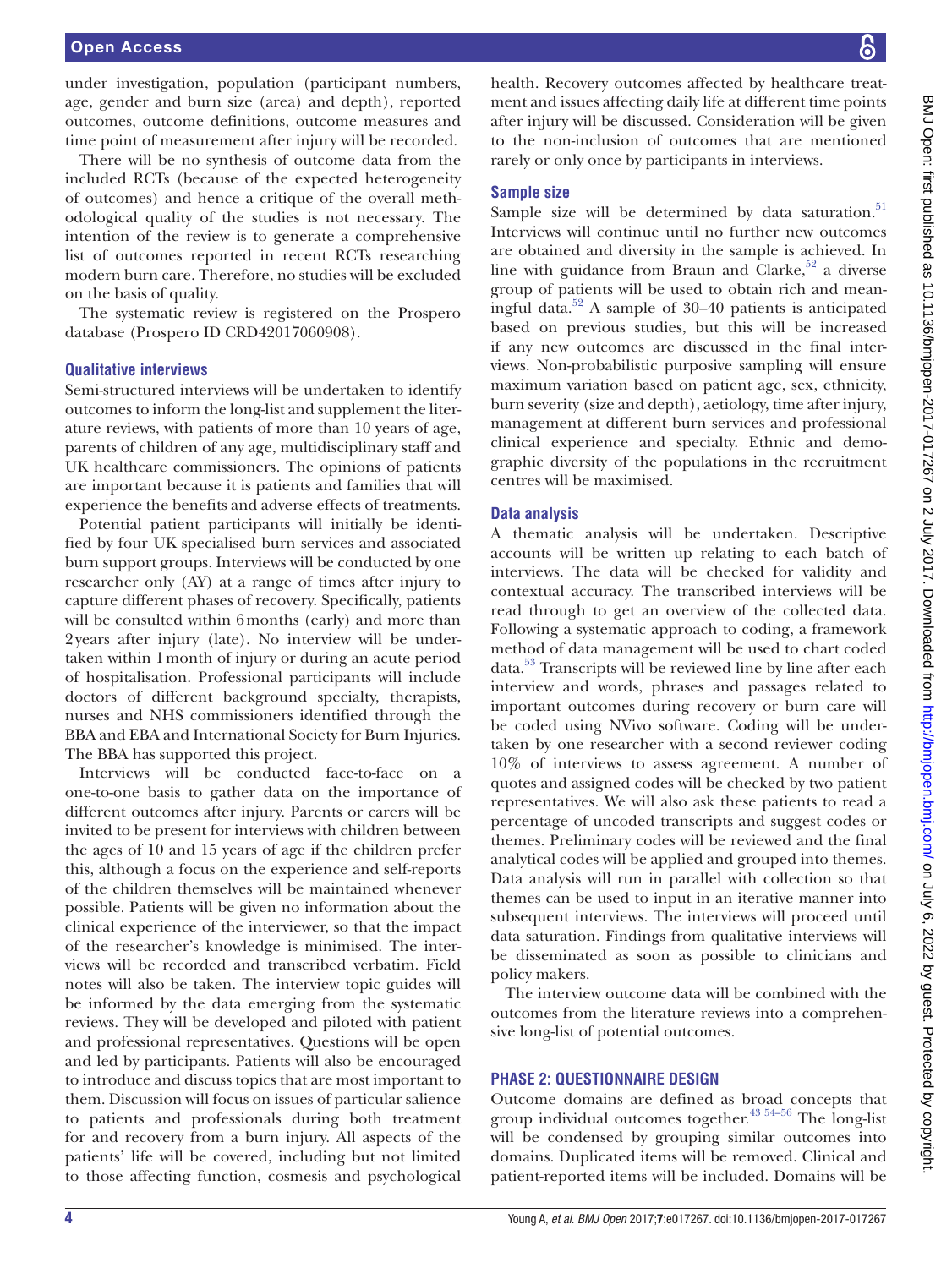under investigation, population (participant numbers, age, gender and burn size (area) and depth), reported outcomes, outcome definitions, outcome measures and time point of measurement after injury will be recorded.

There will be no synthesis of outcome data from the included RCTs (because of the expected heterogeneity of outcomes) and hence a critique of the overall methodological quality of the studies is not necessary. The intention of the review is to generate a comprehensive list of outcomes reported in recent RCTs researching modern burn care. Therefore, no studies will be excluded on the basis of quality.

The systematic review is registered on the Prospero database (Prospero ID CRD42017060908).

### Qualitative interviews

Semi-structured interviews will be undertaken to identify outcomes to inform the long-list and supplement the literature reviews, with patients of more than 10 years of age, parents of children of any age, multidisciplinary staff and UK healthcare commissioners. The opinions of patients are important because it is patients and families that will experience the benefits and adverse effects of treatments.

Potential patient participants will initially be identified by four UK specialised burn services and associated burn support groups. Interviews will be conducted by one researcher only (AY) at a range of times after injury to capture different phases of recovery. Specifically, patients will be consulted within 6 months (early) and more than 2 years after injury (late). No interview will be undertaken within 1 month of injury or during an acute period of hospitalisation. Professional participants will include doctors of different background specialty, therapists, nurses and NHS commissioners identified through the BBA and EBA and International Society for Burn Injuries. The BBA has supported this project.

Interviews will be conducted face-to-face on a one-to-one basis to gather data on the importance of different outcomes after injury. Parents or carers will be invited to be present for interviews with children between the ages of 10 and 15 years of age if the children prefer this, although a focus on the experience and self-reports of the children themselves will be maintained whenever possible. Patients will be given no information about the clinical experience of the interviewer, so that the impact of the researcher's knowledge is minimised. The interviews will be recorded and transcribed verbatim. Field notes will also be taken. The interview topic guides will be informed by the data emerging from the systematic reviews. They will be developed and piloted with patient and professional representatives. Questions will be open and led by participants. Patients will also be encouraged to introduce and discuss topics that are most important to them. Discussion will focus on issues of particular salience to patients and professionals during both treatment for and recovery from a burn injury. All aspects of the patients' life will be covered, including but not limited to those affecting function, cosmesis and psychological health. Recovery outcomes affected by healthcare treatment and issues affecting daily life at different time points after injury will be discussed. Consideration will be given to the non-inclusion of outcomes that are mentioned rarely or only once by participants in interviews.

### Sample size

Sample size will be determined by data saturation.[51] Interviews will continue until no further new outcomes are obtained and diversity in the sample is achieved. In line with guidance from Braun and Clarke,[52] a diverse group of patients will be used to obtain rich and meaningful data.[52] A sample of 30–40 patients is anticipated based on previous studies, but this will be increased if any new outcomes are discussed in the final interviews. Non-probabilistic purposive sampling will ensure maximum variation based on patient age, sex, ethnicity, burn severity (size and depth), aetiology, time after injury, management at different burn services and professional clinical experience and specialty. Ethnic and demographic diversity of the populations in the recruitment centres will be maximised.

### Data analysis

A thematic analysis will be undertaken. Descriptive accounts will be written up relating to each batch of interviews. The data will be checked for validity and contextual accuracy. The transcribed interviews will be read through to get an overview of the collected data. Following a systematic approach to coding, a framework method of data management will be used to chart coded data.[53] Transcripts will be reviewed line by line after each interview and words, phrases and passages related to important outcomes during recovery or burn care will be coded using NVivo software. Coding will be undertaken by one researcher with a second reviewer coding 10% of interviews to assess agreement. A number of quotes and assigned codes will be checked by two patient representatives. We will also ask these patients to read a percentage of uncoded transcripts and suggest codes or themes. Preliminary codes will be reviewed and the final analytical codes will be applied and grouped into themes. Data analysis will run in parallel with collection so that themes can be used to input in an iterative manner into subsequent interviews. The interviews will proceed until data saturation. Findings from qualitative interviews will be disseminated as soon as possible to clinicians and policy makers.

The interview outcome data will be combined with the outcomes from the literature reviews into a comprehensive long-list of potential outcomes.

## PHASE 2: QUESTIONNAIRE DESIGN

Outcome domains are defined as broad concepts that group individual outcomes together.[43 54–56] The long-list will be condensed by grouping similar outcomes into domains. Duplicated items will be removed. Clinical and patient-reported items will be included. Domains will be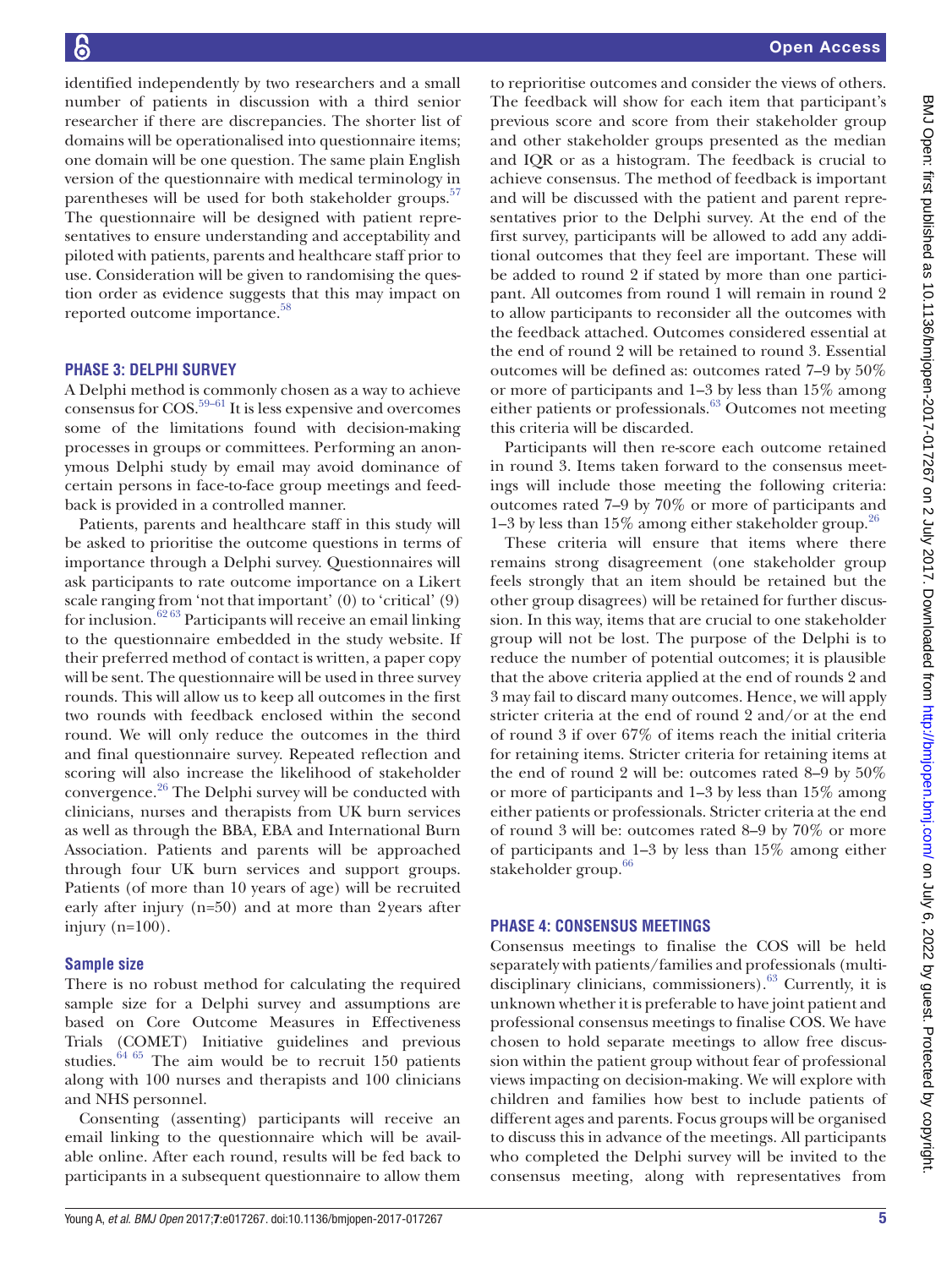identified independently by two researchers and a small number of patients in discussion with a third senior researcher if there are discrepancies. The shorter list of domains will be operationalised into questionnaire items; one domain will be one question. The same plain English version of the questionnaire with medical terminology in parentheses will be used for both stakeholder groups.[57] The questionnaire will be designed with patient representatives to ensure understanding and acceptability and piloted with patients, parents and healthcare staff prior to use. Consideration will be given to randomising the question order as evidence suggests that this may impact on reported outcome importance.[58]

## Phase 3: Delphi survey

A Delphi method is commonly chosen as a way to achieve consensus for COS.[59–61] It is less expensive and overcomes some of the limitations found with decision-making processes in groups or committees. Performing an anonymous Delphi study by email may avoid dominance of certain persons in face-to-face group meetings and feedback is provided in a controlled manner.

Patients, parents and healthcare staff in this study will be asked to prioritise the outcome questions in terms of importance through a Delphi survey. Questionnaires will ask participants to rate outcome importance on a Likert scale ranging from 'not that important' (0) to 'critical' (9) for inclusion.[62 63] Participants will receive an email linking to the questionnaire embedded in the study website. If their preferred method of contact is written, a paper copy will be sent. The questionnaire will be used in three survey rounds. This will allow us to keep all outcomes in the first two rounds with feedback enclosed within the second round. We will only reduce the outcomes in the third and final questionnaire survey. Repeated reflection and scoring will also increase the likelihood of stakeholder convergence.[26] The Delphi survey will be conducted with clinicians, nurses and therapists from UK burn services as well as through the BBA, EBA and International Burn Association. Patients and parents will be approached through four UK burn services and support groups. Patients (of more than 10 years of age) will be recruited early after injury (n=50) and at more than 2 years after injury (n=100).

### Sample size

There is no robust method for calculating the required sample size for a Delphi survey and assumptions are based on Core Outcome Measures in Effectiveness Trials (COMET) Initiative guidelines and previous studies.[64 65] The aim would be to recruit 150 patients along with 100 nurses and therapists and 100 clinicians and NHS personnel.

Consenting (assenting) participants will receive an email linking to the questionnaire which will be available online. After each round, results will be fed back to participants in a subsequent questionnaire to allow them to reprioritise outcomes and consider the views of others. The feedback will show for each item that participant's previous score and score from their stakeholder group and other stakeholder groups presented as the median and IQR or as a histogram. The feedback is crucial to achieve consensus. The method of feedback is important and will be discussed with the patient and parent representatives prior to the Delphi survey. At the end of the first survey, participants will be allowed to add any additional outcomes that they feel are important. These will be added to round 2 if stated by more than one participant. All outcomes from round 1 will remain in round 2 to allow participants to reconsider all the outcomes with the feedback attached. Outcomes considered essential at the end of round 2 will be retained to round 3. Essential outcomes will be defined as: outcomes rated 7–9 by 50% or more of participants and 1–3 by less than 15% among either patients or professionals.[63] Outcomes not meeting this criteria will be discarded.

Participants will then re-score each outcome retained in round 3. Items taken forward to the consensus meetings will include those meeting the following criteria: outcomes rated 7–9 by 70% or more of participants and 1–3 by less than 15% among either stakeholder group.[26]

These criteria will ensure that items where there remains strong disagreement (one stakeholder group feels strongly that an item should be retained but the other group disagrees) will be retained for further discussion. In this way, items that are crucial to one stakeholder group will not be lost. The purpose of the Delphi is to reduce the number of potential outcomes; it is plausible that the above criteria applied at the end of rounds 2 and 3 may fail to discard many outcomes. Hence, we will apply stricter criteria at the end of round 2 and/or at the end of round 3 if over 67% of items reach the initial criteria for retaining items. Stricter criteria for retaining items at the end of round 2 will be: outcomes rated 8–9 by 50% or more of participants and 1–3 by less than 15% among either patients or professionals. Stricter criteria at the end of round 3 will be: outcomes rated 8–9 by 70% or more of participants and 1–3 by less than 15% among either stakeholder group.[66]

## Phase 4: Consensus meetings

Consensus meetings to finalise the COS will be held separately with patients/families and professionals (multidisciplinary clinicians, commissioners).[63] Currently, it is unknown whether it is preferable to have joint patient and professional consensus meetings to finalise COS. We have chosen to hold separate meetings to allow free discussion within the patient group without fear of professional views impacting on decision-making. We will explore with children and families how best to include patients of different ages and parents. Focus groups will be organised to discuss this in advance of the meetings. All participants who completed the Delphi survey will be invited to the consensus meeting, along with representatives from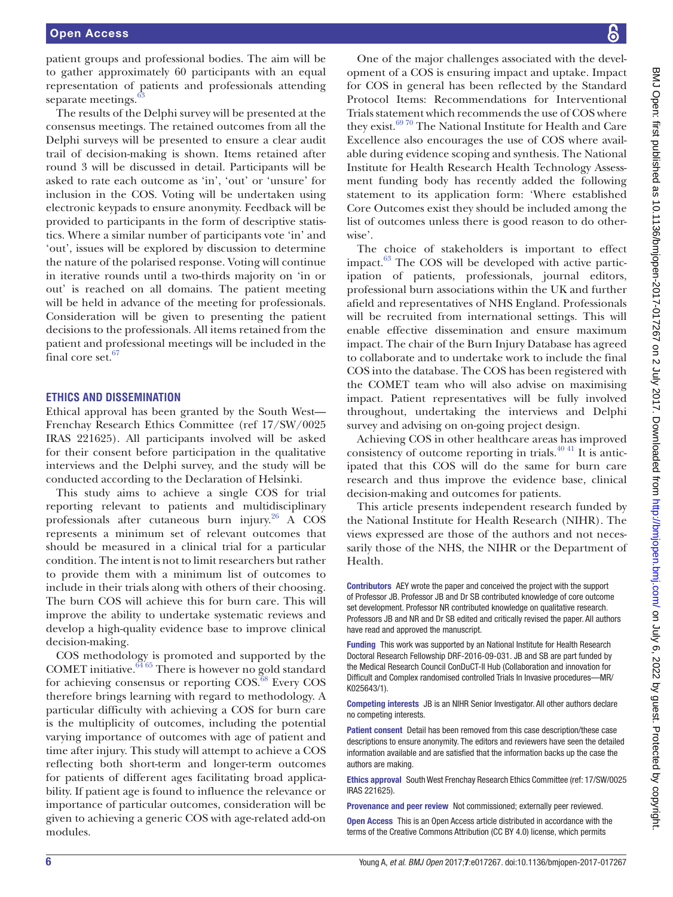patient groups and professional bodies. The aim will be to gather approximately 60 participants with an equal representation of patients and professionals attending separate meetings.[63]

The results of the Delphi survey will be presented at the consensus meetings. The retained outcomes from all the Delphi surveys will be presented to ensure a clear audit trail of decision-making is shown. Items retained after round 3 will be discussed in detail. Participants will be asked to rate each outcome as 'in', 'out' or 'unsure' for inclusion in the COS. Voting will be undertaken using electronic keypads to ensure anonymity. Feedback will be provided to participants in the form of descriptive statistics. Where a similar number of participants vote 'in' and 'out', issues will be explored by discussion to determine the nature of the polarised response. Voting will continue in iterative rounds until a two-thirds majority on 'in or out' is reached on all domains. The patient meeting will be held in advance of the meeting for professionals. Consideration will be given to presenting the patient decisions to the professionals. All items retained from the patient and professional meetings will be included in the final core set.[67]

## ETHICS AND DISSEMINATION

Ethical approval has been granted by the South West—Frenchay Research Ethics Committee (ref 17/SW/0025 IRAS 221625). All participants involved will be asked for their consent before participation in the qualitative interviews and the Delphi survey, and the study will be conducted according to the Declaration of Helsinki.

This study aims to achieve a single COS for trial reporting relevant to patients and multidisciplinary professionals after cutaneous burn injury.[26] A COS represents a minimum set of relevant outcomes that should be measured in a clinical trial for a particular condition. The intent is not to limit researchers but rather to provide them with a minimum list of outcomes to include in their trials along with others of their choosing. The burn COS will achieve this for burn care. This will improve the ability to undertake systematic reviews and develop a high-quality evidence base to improve clinical decision-making.

COS methodology is promoted and supported by the COMET initiative.[64,65] There is however no gold standard for achieving consensus or reporting COS.[68] Every COS therefore brings learning with regard to methodology. A particular difficulty with achieving a COS for burn care is the multiplicity of outcomes, including the potential varying importance of outcomes with age of patient and time after injury. This study will attempt to achieve a COS reflecting both short-term and longer-term outcomes for patients of different ages facilitating broad applicability. If patient age is found to influence the relevance or importance of particular outcomes, consideration will be given to achieving a generic COS with age-related add-on modules.

One of the major challenges associated with the development of a COS is ensuring impact and uptake. Impact for COS in general has been reflected by the Standard Protocol Items: Recommendations for Interventional Trials statement which recommends the use of COS where they exist.[69,70] The National Institute for Health and Care Excellence also encourages the use of COS where available during evidence scoping and synthesis. The National Institute for Health Research Health Technology Assessment funding body has recently added the following statement to its application form: 'Where established Core Outcomes exist they should be included among the list of outcomes unless there is good reason to do otherwise'.

The choice of stakeholders is important to effect impact.[63] The COS will be developed with active participation of patients, professionals, journal editors, professional burn associations within the UK and further afield and representatives of NHS England. Professionals will be recruited from international settings. This will enable effective dissemination and ensure maximum impact. The chair of the Burn Injury Database has agreed to collaborate and to undertake work to include the final COS into the database. The COS has been registered with the COMET team who will also advise on maximising impact. Patient representatives will be fully involved throughout, undertaking the interviews and Delphi survey and advising on on-going project design.

Achieving COS in other healthcare areas has improved consistency of outcome reporting in trials.[40,41] It is anticipated that this COS will do the same for burn care research and thus improve the evidence base, clinical decision-making and outcomes for patients.

This article presents independent research funded by the National Institute for Health Research (NIHR). The views expressed are those of the authors and not necessarily those of the NHS, the NIHR or the Department of Health.

**Contributors** AEY wrote the paper and conceived the project with the support of Professor JB. Professor JB and Dr SB contributed knowledge of core outcome set development. Professor NR contributed knowledge on qualitative research. Professors JB and NR and Dr SB edited and critically revised the paper. All authors have read and approved the manuscript.

**Funding** This work was supported by an National Institute for Health Research Doctoral Research Fellowship DRF-2016-09-031. JB and SB are part funded by the Medical Research Council ConDuCT-II Hub (Collaboration and innovation for Difficult and Complex randomised controlled Trials In Invasive procedures—MR/K025643/1).

**Competing interests** JB is an NIHR Senior Investigator. All other authors declare no competing interests.

**Patient consent** Detail has been removed from this case description/these case descriptions to ensure anonymity. The editors and reviewers have seen the detailed information available and are satisfied that the information backs up the case the authors are making.

**Ethics approval** South West Frenchay Research Ethics Committee (ref: 17/SW/0025 IRAS 221625).

**Provenance and peer review** Not commissioned; externally peer reviewed.

**Open Access** This is an Open Access article distributed in accordance with the terms of the Creative Commons Attribution (CC BY 4.0) license, which permits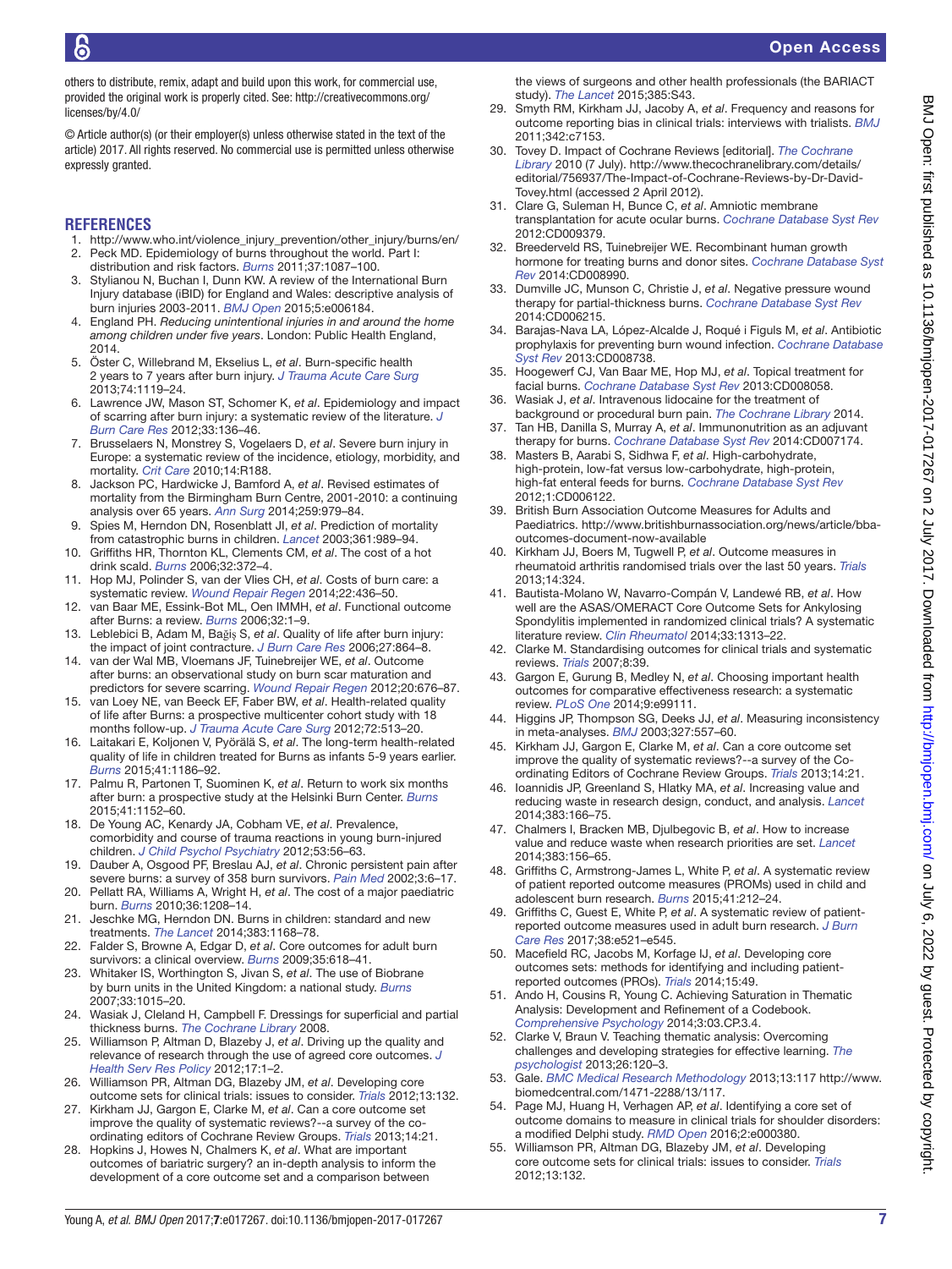others to distribute, remix, adapt and build upon this work, for commercial use, provided the original work is properly cited. See: http://creativecommons.org/licenses/by/4.0/

© Article author(s) (or their employer(s) unless otherwise stated in the text of the article) 2017. All rights reserved. No commercial use is permitted unless otherwise expressly granted.

## REFERENCES

1. http://www.who.int/violence_injury_prevention/other_injury/burns/en/
2. Peck MD. Epidemiology of burns throughout the world. Part I: distribution and risk factors. *Burns* 2011;37:1087–100.
3. Stylianou N, Buchan I, Dunn KW. A review of the International Burn Injury database (iBID) for England and Wales: descriptive analysis of burn injuries 2003-2011. *BMJ Open* 2015;5:e006184.
4. England PH. *Reducing unintentional injuries in and around the home among children under five years*. London: Public Health England, 2014.
5. Öster C, Willebrand M, Ekselius L, *et al*. Burn-specific health 2 years to 7 years after burn injury. *J Trauma Acute Care Surg* 2013;74:1119–24.
6. Lawrence JW, Mason ST, Schomer K, *et al*. Epidemiology and impact of scarring after burn injury: a systematic review of the literature. *J Burn Care Res* 2012;33:136–46.
7. Brusselaers N, Monstrey S, Vogelaers D, *et al*. Severe burn injury in Europe: a systematic review of the incidence, etiology, morbidity, and mortality. *Crit Care* 2010;14:R188.
8. Jackson PC, Hardwicke J, Bamford A, *et al*. Revised estimates of mortality from the Birmingham Burn Centre, 2001-2010: a continuing analysis over 65 years. *Ann Surg* 2014;259:979–84.
9. Spies M, Herndon DN, Rosenblatt JI, *et al*. Prediction of mortality from catastrophic burns in children. *Lancet* 2003;361:989–94.
10. Griffiths HR, Thornton KL, Clements CM, *et al*. The cost of a hot drink scald. *Burns* 2006;32:372–4.
11. Hop MJ, Polinder S, van der Vlies CH, *et al*. Costs of burn care: a systematic review. *Wound Repair Regen* 2014;22:436–50.
12. van Baar ME, Essink-Bot ML, Oen IMMH, *et al*. Functional outcome after Burns: a review. *Burns* 2006;32:1–9.
13. Leblebici B, Adam M, Bağiş S, *et al*. Quality of life after burn injury: the impact of joint contracture. *J Burn Care Res* 2006;27:864–8.
14. van der Wal MB, Vloemans JF, Tuinebreijer WE, *et al*. Outcome after burns: an observational study on burn scar maturation and predictors for severe scarring. *Wound Repair Regen* 2012;20:676–87.
15. van Loey NE, van Beeck EF, Faber BW, *et al*. Health-related quality of life after Burns: a prospective multicenter cohort study with 18 months follow-up. *J Trauma Acute Care Surg* 2012;72:513–20.
16. Laitakari E, Koljonen V, Pyörälä S, *et al*. The long-term health-related quality of life in children treated for Burns as infants 5-9 years earlier. *Burns* 2015;41:1186–92.
17. Palmu R, Partonen T, Suominen K, *et al*. Return to work six months after burn: a prospective study at the Helsinki Burn Center. *Burns* 2015;41:1152–60.
18. De Young AC, Kenardy JA, Cobham VE, *et al*. Prevalence, comorbidity and course of trauma reactions in young burn-injured children. *J Child Psychol Psychiatry* 2012;53:56–63.
19. Dauber A, Osgood PF, Breslau AJ, *et al*. Chronic persistent pain after severe burns: a survey of 358 burn survivors. *Pain Med* 2002;3:6–17.
20. Pellatt RA, Williams A, Wright H, *et al*. The cost of a major paediatric burn. *Burns* 2010;36:1208–14.
21. Jeschke MG, Herndon DN. Burns in children: standard and new treatments. *The Lancet* 2014;383:1168–78.
22. Falder S, Browne A, Edgar D, *et al*. Core outcomes for adult burn survivors: a clinical overview. *Burns* 2009;35:618–41.
23. Whitaker IS, Worthington S, Jivan S, *et al*. The use of Biobrane by burn units in the United Kingdom: a national study. *Burns* 2007;33:1015–20.
24. Wasiak J, Cleland H, Campbell F. Dressings for superficial and partial thickness burns. *The Cochrane Library* 2008.
25. Williamson P, Altman D, Blazeby J, *et al*. Driving up the quality and relevance of research through the use of agreed core outcomes. *J Health Serv Res Policy* 2012;17:1–2.
26. Williamson PR, Altman DG, Blazeby JM, *et al*. Developing core outcome sets for clinical trials: issues to consider. *Trials* 2012;13:132.
27. Kirkham JJ, Gargon E, Clarke M, *et al*. Can a core outcome set improve the quality of systematic reviews?--a survey of the co-ordinating editors of Cochrane Review Groups. *Trials* 2013;14:21.
28. Hopkins J, Howes N, Chalmers K, *et al*. What are important outcomes of bariatric surgery? an in-depth analysis to inform the development of a core outcome set and a comparison between the views of surgeons and other health professionals (the BARIACT study). *The Lancet* 2015;385:S43.
29. Smyth RM, Kirkham JJ, Jacoby A, *et al*. Frequency and reasons for outcome reporting bias in clinical trials: interviews with trialists. *BMJ* 2011;342:c7153.
30. Tovey D. Impact of Cochrane Reviews [editorial]. *The Cochrane Library* 2010 (7 July). http://www.thecochranelibrary.com/details/editorial/756937/The-Impact-of-Cochrane-Reviews-by-Dr-David-Tovey.html (accessed 2 April 2012).
31. Clare G, Suleman H, Bunce C, *et al*. Amniotic membrane transplantation for acute ocular burns. *Cochrane Database Syst Rev* 2012:CD009379.
32. Breederveld RS, Tuinebreijer WE. Recombinant human growth hormone for treating burns and donor sites. *Cochrane Database Syst Rev* 2014:CD008990.
33. Dumville JC, Munson C, Christie J, *et al*. Negative pressure wound therapy for partial-thickness burns. *Cochrane Database Syst Rev* 2014:CD006215.
34. Barajas-Nava LA, López-Alcalde J, Roqué i Figuls M, *et al*. Antibiotic prophylaxis for preventing burn wound infection. *Cochrane Database Syst Rev* 2013:CD008738.
35. Hoogewerf CJ, Van Baar ME, Hop MJ, *et al*. Topical treatment for facial burns. *Cochrane Database Syst Rev* 2013:CD008058.
36. Wasiak J, *et al*. Intravenous lidocaine for the treatment of background or procedural burn pain. *The Cochrane Library* 2014.
37. Tan HB, Danilla S, Murray A, *et al*. Immunonutrition as an adjuvant therapy for burns. *Cochrane Database Syst Rev* 2014:CD007174.
38. Masters B, Aarabi S, Sidhwa F, *et al*. High-carbohydrate, high-protein, low-fat versus low-carbohydrate, high-protein, high-fat enteral feeds for burns. *Cochrane Database Syst Rev* 2012;1:CD006122.
39. British Burn Association Outcome Measures for Adults and Paediatrics. http://www.britishburnassociation.org/news/article/bba-outcomes-document-now-available
40. Kirkham JJ, Boers M, Tugwell P, *et al*. Outcome measures in rheumatoid arthritis randomised trials over the last 50 years. *Trials* 2013;14:324.
41. Bautista-Molano W, Navarro-Compán V, Landewé RB, *et al*. How well are the ASAS/OMERACT Core Outcome Sets for Ankylosing Spondylitis implemented in randomized clinical trials? A systematic literature review. *Clin Rheumatol* 2014;33:1313–22.
42. Clarke M. Standardising outcomes for clinical trials and systematic reviews. *Trials* 2007;8:39.
43. Gargon E, Gurung B, Medley N, *et al*. Choosing important health outcomes for comparative effectiveness research: a systematic review. *PLoS One* 2014;9:e99111.
44. Higgins JP, Thompson SG, Deeks JJ, *et al*. Measuring inconsistency in meta-analyses. *BMJ* 2003;327:557–60.
45. Kirkham JJ, Gargon E, Clarke M, *et al*. Can a core outcome set improve the quality of systematic reviews?--a survey of the Co-ordinating Editors of Cochrane Review Groups. *Trials* 2013;14:21.
46. Ioannidis JP, Greenland S, Hlatky MA, *et al*. Increasing value and reducing waste in research design, conduct, and analysis. *Lancet* 2014;383:166–75.
47. Chalmers I, Bracken MB, Djulbegovic B, *et al*. How to increase value and reduce waste when research priorities are set. *Lancet* 2014;383:156–65.
48. Griffiths C, Armstrong-James L, White P, *et al*. A systematic review of patient reported outcome measures (PROMs) used in child and adolescent burn research. *Burns* 2015;41:212–24.
49. Griffiths C, Guest E, White P, *et al*. A systematic review of patient-reported outcome measures used in adult burn research. *J Burn Care Res* 2017;38:e521–e545.
50. Macefield RC, Jacobs M, Korfage IJ, *et al*. Developing core outcomes sets: methods for identifying and including patient-reported outcomes (PROs). *Trials* 2014;15:49.
51. Ando H, Cousins R, Young C. Achieving Saturation in Thematic Analysis: Development and Refinement of a Codebook. *Comprehensive Psychology* 2014;3:03.CP.3.4.
52. Clarke V, Braun V. Teaching thematic analysis: Overcoming challenges and developing strategies for effective learning. *The psychologist* 2013;26:120–3.
53. Gale. *BMC Medical Research Methodology* 2013;13:117 http://www.biomedcentral.com/1471-2288/13/117.
54. Page MJ, Huang H, Verhagen AP, *et al*. Identifying a core set of outcome domains to measure in clinical trials for shoulder disorders: a modified Delphi study. *RMD Open* 2016;2:e000380.
55. Williamson PR, Altman DG, Blazeby JM, *et al*. Developing core outcome sets for clinical trials: issues to consider. *Trials* 2012;13:132.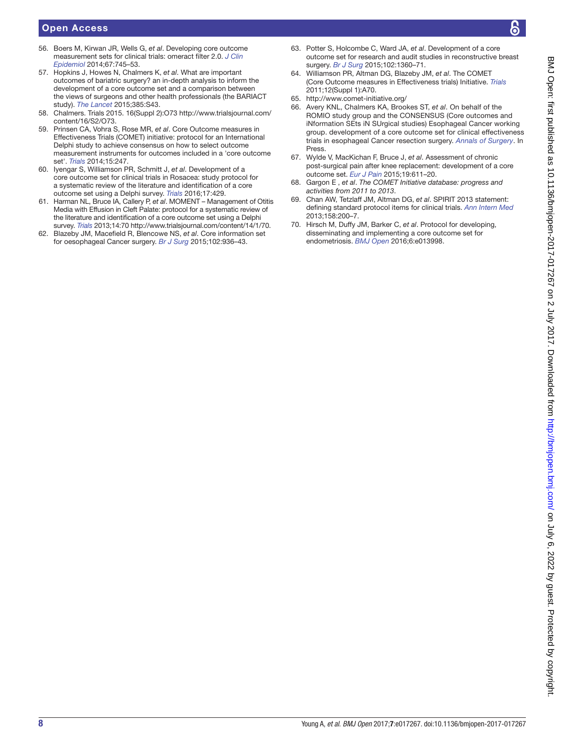56. Boers M, Kirwan JR, Wells G, *et al*. Developing core outcome measurement sets for clinical trials: omeract filter 2.0. *J Clin Epidemiol* 2014;67:745–53.
57. Hopkins J, Howes N, Chalmers K, *et al*. What are important outcomes of bariatric surgery? an in-depth analysis to inform the development of a core outcome set and a comparison between the views of surgeons and other health professionals (the BARIACT study). *The Lancet* 2015;385:S43.
58. Chalmers. Trials 2015. 16(Suppl 2):O73 http://www.trialsjournal.com/content/16/S2/O73.
59. Prinsen CA, Vohra S, Rose MR, *et al*. Core Outcome measures in Effectiveness Trials (COMET) initiative: protocol for an International Delphi study to achieve consensus on how to select outcome measurement instruments for outcomes included in a 'core outcome set'. *Trials* 2014;15:247.
60. Iyengar S, Williamson PR, Schmitt J, *et al*. Development of a core outcome set for clinical trials in Rosacea: study protocol for a systematic review of the literature and identification of a core outcome set using a Delphi survey. *Trials* 2016;17:429.
61. Harman NL, Bruce IA, Callery P, *et al*. MOMENT – Management of Otitis Media with Effusion in Cleft Palate: protocol for a systematic review of the literature and identification of a core outcome set using a Delphi survey. *Trials* 2013;14:70 http://www.trialsjournal.com/content/14/1/70.
62. Blazeby JM, Macefield R, Blencowe NS, *et al*. Core information set for oesophageal Cancer surgery. *Br J Surg* 2015;102:936–43.
63. Potter S, Holcombe C, Ward JA, *et al*. Development of a core outcome set for research and audit studies in reconstructive breast surgery. *Br J Surg* 2015;102:1360–71.
64. Williamson PR, Altman DG, Blazeby JM, *et al*. The COMET (Core Outcome measures in Effectiveness trials) Initiative. *Trials* 2011;12(Suppl 1):A70.
65. http://www.comet-initiative.org/
66. Avery KNL, Chalmers KA, Brookes ST, *et al*. On behalf of the ROMIO study group and the CONSENSUS (Core outcomes and iNformation SEts iN SUrgical studies) Esophageal Cancer working group. development of a core outcome set for clinical effectiveness trials in esophageal Cancer resection surgery. *Annals of Surgery*. In Press.
67. Wylde V, MacKichan F, Bruce J, *et al*. Assessment of chronic post-surgical pain after knee replacement: development of a core outcome set. *Eur J Pain* 2015;19:611–20.
68. Gargon E , *et al*. *The COMET Initiative database: progress and activities from 2011 to 2013*.
69. Chan AW, Tetzlaff JM, Altman DG, *et al*. SPIRIT 2013 statement: defining standard protocol items for clinical trials. *Ann Intern Med* 2013;158:200–7.
70. Hirsch M, Duffy JM, Barker C, *et al*. Protocol for developing, disseminating and implementing a core outcome set for endometriosis. *BMJ Open* 2016;6:e013998.